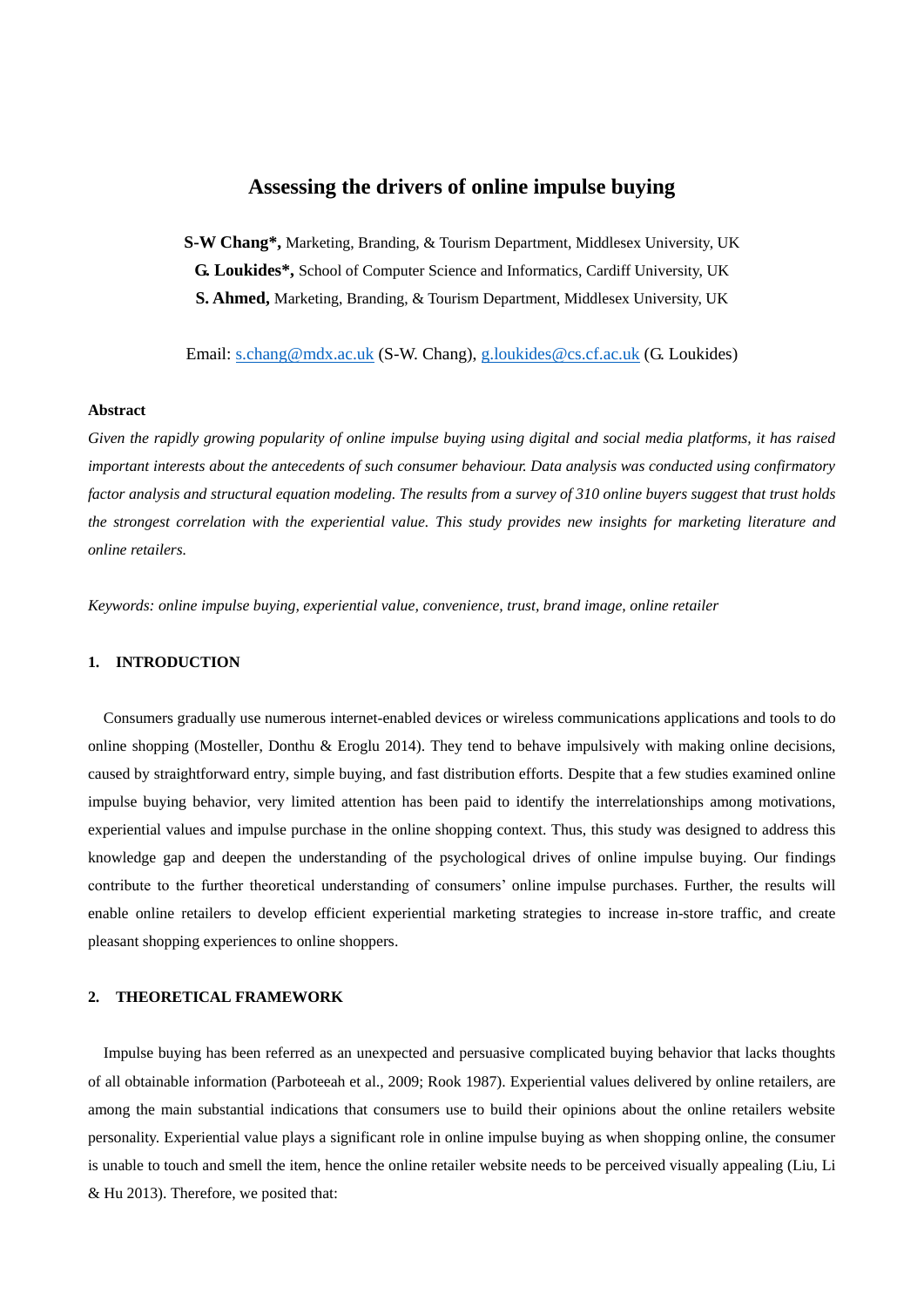# Assessing the drivers of online impulse buying

**S-W Chang\*,** Marketing, Branding, & Tourism Department, Middlesex University, UK

**G. Loukides\*,** School of Computer Science and Informatics, Cardiff University, UK

**S. Ahmed,** Marketing, Branding, & Tourism Department, Middlesex University, UK

Email: s.chang@mdx.ac.uk (S-W. Chang), g.loukides@cs.cf.ac.uk (G. Loukides)

**Abstract**

*Given the rapidly growing popularity of online impulse buying using digital and social media platforms, it has raised important interests about the antecedents of such consumer behaviour. Data analysis was conducted using confirmatory factor analysis and structural equation modeling. The results from a survey of 310 online buyers suggest that trust holds the strongest correlation with the experiential value. This study provides new insights for marketing literature and online retailers.*

*Keywords: online impulse buying, experiential value, convenience, trust, brand image, online retailer*

## 1. INTRODUCTION

Consumers gradually use numerous internet-enabled devices or wireless communications applications and tools to do online shopping (Mosteller, Donthu & Eroglu 2014). They tend to behave impulsively with making online decisions, caused by straightforward entry, simple buying, and fast distribution efforts. Despite that a few studies examined online impulse buying behavior, very limited attention has been paid to identify the interrelationships among motivations, experiential values and impulse purchase in the online shopping context. Thus, this study was designed to address this knowledge gap and deepen the understanding of the psychological drives of online impulse buying. Our findings contribute to the further theoretical understanding of consumers' online impulse purchases. Further, the results will enable online retailers to develop efficient experiential marketing strategies to increase in-store traffic, and create pleasant shopping experiences to online shoppers.

## 2. THEORETICAL FRAMEWORK

Impulse buying has been referred as an unexpected and persuasive complicated buying behavior that lacks thoughts of all obtainable information (Parboteeah et al., 2009; Rook 1987). Experiential values delivered by online retailers, are among the main substantial indications that consumers use to build their opinions about the online retailers website personality. Experiential value plays a significant role in online impulse buying as when shopping online, the consumer is unable to touch and smell the item, hence the online retailer website needs to be perceived visually appealing (Liu, Li & Hu 2013). Therefore, we posited that: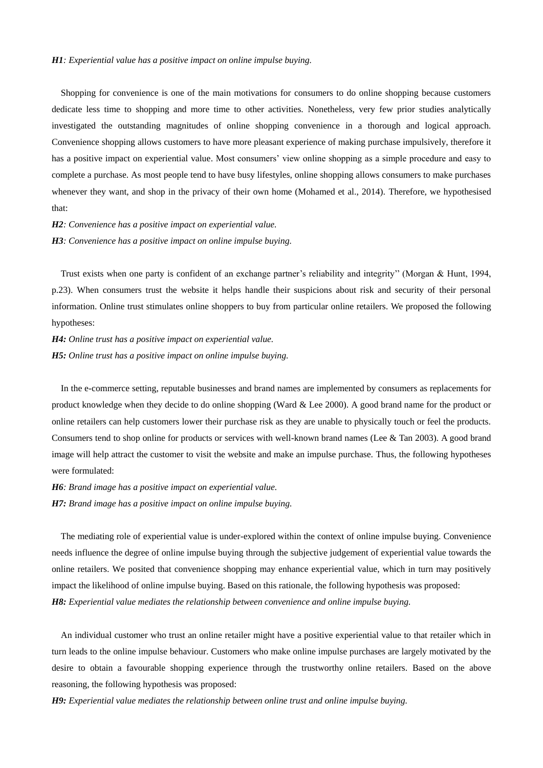***H1**: Experiential value has a positive impact on online impulse buying.*

Shopping for convenience is one of the main motivations for consumers to do online shopping because customers dedicate less time to shopping and more time to other activities. Nonetheless, very few prior studies analytically investigated the outstanding magnitudes of online shopping convenience in a thorough and logical approach. Convenience shopping allows customers to have more pleasant experience of making purchase impulsively, therefore it has a positive impact on experiential value. Most consumers' view online shopping as a simple procedure and easy to complete a purchase. As most people tend to have busy lifestyles, online shopping allows consumers to make purchases whenever they want, and shop in the privacy of their own home (Mohamed et al., 2014). Therefore, we hypothesised that:

***H2**: Convenience has a positive impact on experiential value.*

***H3**: Convenience has a positive impact on online impulse buying.*

Trust exists when one party is confident of an exchange partner's reliability and integrity'' (Morgan & Hunt, 1994, p.23). When consumers trust the website it helps handle their suspicions about risk and security of their personal information. Online trust stimulates online shoppers to buy from particular online retailers. We proposed the following hypotheses:

***H4:** Online trust has a positive impact on experiential value.*

***H5:** Online trust has a positive impact on online impulse buying.*

In the e-commerce setting, reputable businesses and brand names are implemented by consumers as replacements for product knowledge when they decide to do online shopping (Ward & Lee 2000). A good brand name for the product or online retailers can help customers lower their purchase risk as they are unable to physically touch or feel the products. Consumers tend to shop online for products or services with well-known brand names (Lee & Tan 2003). A good brand image will help attract the customer to visit the website and make an impulse purchase. Thus, the following hypotheses were formulated:

***H6**: Brand image has a positive impact on experiential value.*

***H7:** Brand image has a positive impact on online impulse buying.*

The mediating role of experiential value is under-explored within the context of online impulse buying. Convenience needs influence the degree of online impulse buying through the subjective judgement of experiential value towards the online retailers. We posited that convenience shopping may enhance experiential value, which in turn may positively impact the likelihood of online impulse buying. Based on this rationale, the following hypothesis was proposed:

***H8:** Experiential value mediates the relationship between convenience and online impulse buying.*

An individual customer who trust an online retailer might have a positive experiential value to that retailer which in turn leads to the online impulse behaviour. Customers who make online impulse purchases are largely motivated by the desire to obtain a favourable shopping experience through the trustworthy online retailers. Based on the above reasoning, the following hypothesis was proposed:

***H9:** Experiential value mediates the relationship between online trust and online impulse buying.*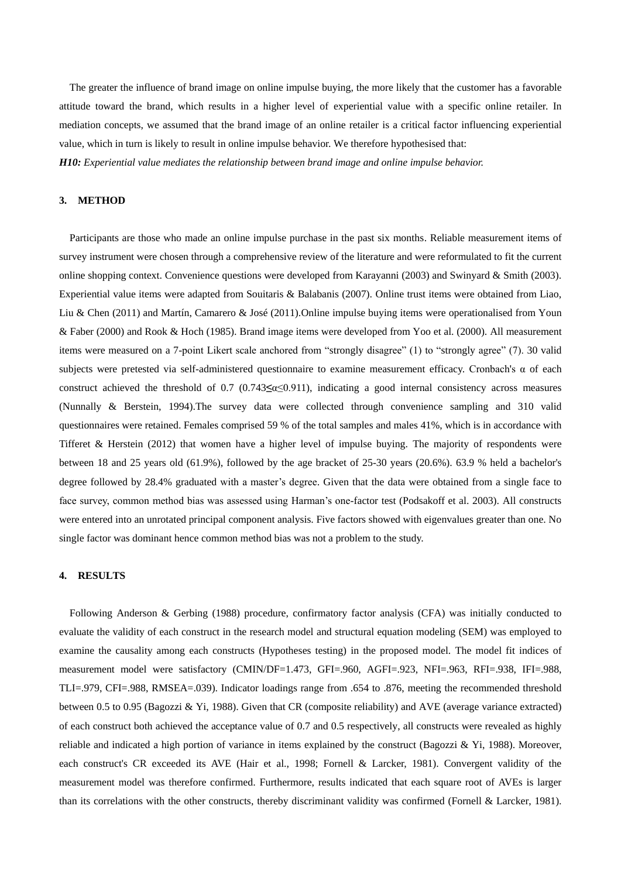The greater the influence of brand image on online impulse buying, the more likely that the customer has a favorable attitude toward the brand, which results in a higher level of experiential value with a specific online retailer. In mediation concepts, we assumed that the brand image of an online retailer is a critical factor influencing experiential value, which in turn is likely to result in online impulse behavior. We therefore hypothesised that:

***H10:*** *Experiential value mediates the relationship between brand image and online impulse behavior.*

## 3. METHOD

Participants are those who made an online impulse purchase in the past six months. Reliable measurement items of survey instrument were chosen through a comprehensive review of the literature and were reformulated to fit the current online shopping context. Convenience questions were developed from Karayanni (2003) and Swinyard & Smith (2003). Experiential value items were adapted from Souitaris & Balabanis (2007). Online trust items were obtained from Liao, Liu & Chen (2011) and Martín, Camarero & José (2011).Online impulse buying items were operationalised from Youn & Faber (2000) and Rook & Hoch (1985). Brand image items were developed from Yoo et al. (2000). All measurement items were measured on a 7-point Likert scale anchored from "strongly disagree" (1) to "strongly agree" (7). 30 valid subjects were pretested via self-administered questionnaire to examine measurement efficacy. Cronbach's $\alpha$ of each construct achieved the threshold of 0.7 ($0.743 \leq \alpha \leq 0.911$), indicating a good internal consistency across measures (Nunnally & Berstein, 1994).The survey data were collected through convenience sampling and 310 valid questionnaires were retained. Females comprised 59 % of the total samples and males 41%, which is in accordance with Tifferet & Herstein (2012) that women have a higher level of impulse buying. The majority of respondents were between 18 and 25 years old (61.9%), followed by the age bracket of 25-30 years (20.6%). 63.9 % held a bachelor's degree followed by 28.4% graduated with a master's degree. Given that the data were obtained from a single face to face survey, common method bias was assessed using Harman's one-factor test (Podsakoff et al. 2003). All constructs were entered into an unrotated principal component analysis. Five factors showed with eigenvalues greater than one. No single factor was dominant hence common method bias was not a problem to the study.

## 4. RESULTS

Following Anderson & Gerbing (1988) procedure, confirmatory factor analysis (CFA) was initially conducted to evaluate the validity of each construct in the research model and structural equation modeling (SEM) was employed to examine the causality among each constructs (Hypotheses testing) in the proposed model. The model fit indices of measurement model were satisfactory (CMIN/DF=1.473, GFI=.960, AGFI=.923, NFI=.963, RFI=.938, IFI=.988, TLI=.979, CFI=.988, RMSEA=.039). Indicator loadings range from .654 to .876, meeting the recommended threshold between 0.5 to 0.95 (Bagozzi & Yi, 1988). Given that CR (composite reliability) and AVE (average variance extracted) of each construct both achieved the acceptance value of 0.7 and 0.5 respectively, all constructs were revealed as highly reliable and indicated a high portion of variance in items explained by the construct (Bagozzi & Yi, 1988). Moreover, each construct's CR exceeded its AVE (Hair et al., 1998; Fornell & Larcker, 1981). Convergent validity of the measurement model was therefore confirmed. Furthermore, results indicated that each square root of AVEs is larger than its correlations with the other constructs, thereby discriminant validity was confirmed (Fornell & Larcker, 1981).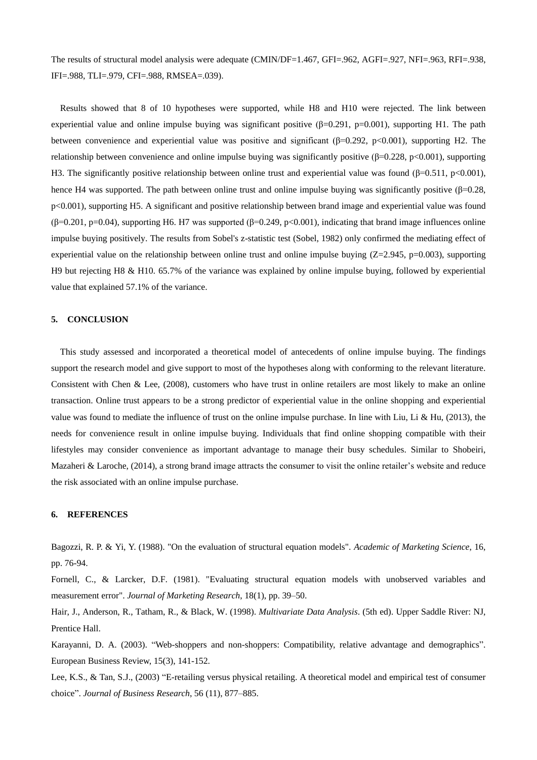The results of structural model analysis were adequate (CMIN/DF=1.467, GFI=.962, AGFI=.927, NFI=.963, RFI=.938, IFI=.988, TLI=.979, CFI=.988, RMSEA=.039).

Results showed that 8 of 10 hypotheses were supported, while H8 and H10 were rejected. The link between experiential value and online impulse buying was significant positive ($\beta$=0.291, p=0.001), supporting H1. The path between convenience and experiential value was positive and significant ($\beta$=0.292, $p<0.001$), supporting H2. The relationship between convenience and online impulse buying was significantly positive ($\beta$=0.228, $p<0.001$), supporting H3. The significantly positive relationship between online trust and experiential value was found ($\beta$=0.511, $p<0.001$), hence H4 was supported. The path between online trust and online impulse buying was significantly positive ($\beta$=0.28, $p<0.001$), supporting H5. A significant and positive relationship between brand image and experiential value was found ($\beta$=0.201, p=0.04), supporting H6. H7 was supported ($\beta$=0.249, $p<0.001$), indicating that brand image influences online impulse buying positively. The results from Sobel's z-statistic test (Sobel, 1982) only confirmed the mediating effect of experiential value on the relationship between online trust and online impulse buying (Z=2.945, p=0.003), supporting H9 but rejecting H8 & H10. 65.7% of the variance was explained by online impulse buying, followed by experiential value that explained 57.1% of the variance.

## 5. CONCLUSION

This study assessed and incorporated a theoretical model of antecedents of online impulse buying. The findings support the research model and give support to most of the hypotheses along with conforming to the relevant literature. Consistent with Chen & Lee, (2008), customers who have trust in online retailers are most likely to make an online transaction. Online trust appears to be a strong predictor of experiential value in the online shopping and experiential value was found to mediate the influence of trust on the online impulse purchase. In line with Liu, Li & Hu, (2013), the needs for convenience result in online impulse buying. Individuals that find online shopping compatible with their lifestyles may consider convenience as important advantage to manage their busy schedules. Similar to Shobeiri, Mazaheri & Laroche, (2014), a strong brand image attracts the consumer to visit the online retailer's website and reduce the risk associated with an online impulse purchase.

## 6. REFERENCES

Bagozzi, R. P. & Yi, Y. (1988). "On the evaluation of structural equation models". *Academic of Marketing Science*, 16, pp. 76-94.

Fornell, C., & Larcker, D.F. (1981). "Evaluating structural equation models with unobserved variables and measurement error". *Journal of Marketing Research*, 18(1), pp. 39–50.

Hair, J., Anderson, R., Tatham, R., & Black, W. (1998). *Multivariate Data Analysis*. (5th ed). Upper Saddle River: NJ, Prentice Hall.

Karayanni, D. A. (2003). "Web-shoppers and non-shoppers: Compatibility, relative advantage and demographics". European Business Review, 15(3), 141-152.

Lee, K.S., & Tan, S.J., (2003) "E-retailing versus physical retailing. A theoretical model and empirical test of consumer choice". *Journal of Business Research*, 56 (11), 877–885.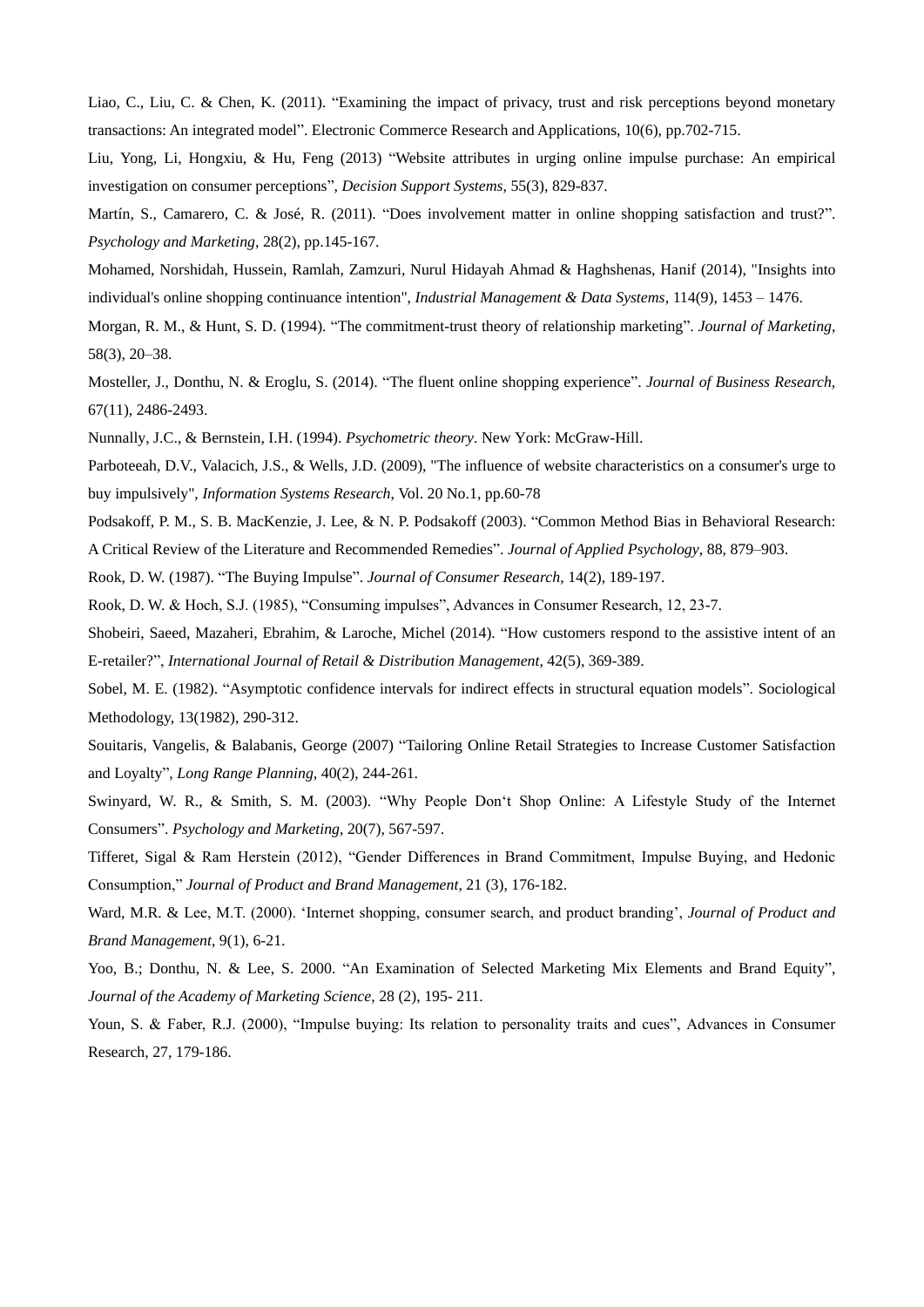Liao, C., Liu, C. & Chen, K. (2011). “Examining the impact of privacy, trust and risk perceptions beyond monetary transactions: An integrated model”. Electronic Commerce Research and Applications, 10(6), pp.702-715.

Liu, Yong, Li, Hongxiu, & Hu, Feng (2013) “Website attributes in urging online impulse purchase: An empirical investigation on consumer perceptions”, *Decision Support Systems*, 55(3), 829-837.

Martín, S., Camarero, C. & José, R. (2011). “Does involvement matter in online shopping satisfaction and trust?”. *Psychology and Marketing*, 28(2), pp.145-167.

Mohamed, Norshidah, Hussein, Ramlah, Zamzuri, Nurul Hidayah Ahmad & Haghshenas, Hanif (2014), "Insights into individual's online shopping continuance intention", *Industrial Management & Data Systems*, 114(9), 1453 – 1476.

Morgan, R. M., & Hunt, S. D. (1994). “The commitment-trust theory of relationship marketing”. *Journal of Marketing*, 58(3), 20–38.

Mosteller, J., Donthu, N. & Eroglu, S. (2014). “The fluent online shopping experience”. *Journal of Business Research*, 67(11), 2486-2493.

Nunnally, J.C., & Bernstein, I.H. (1994). *Psychometric theory*. New York: McGraw-Hill.

Parboteeah, D.V., Valacich, J.S., & Wells, J.D. (2009), "The influence of website characteristics on a consumer's urge to buy impulsively", *Information Systems Research*, Vol. 20 No.1, pp.60-78

Podsakoff, P. M., S. B. MacKenzie, J. Lee, & N. P. Podsakoff (2003). “Common Method Bias in Behavioral Research: A Critical Review of the Literature and Recommended Remedies”. *Journal of Applied Psychology*, 88, 879–903.

Rook, D. W. (1987). “The Buying Impulse”. *Journal of Consumer Research*, 14(2), 189-197.

Rook, D. W. & Hoch, S.J. (1985), “Consuming impulses”, Advances in Consumer Research, 12, 23-7.

Shobeiri, Saeed, Mazaheri, Ebrahim, & Laroche, Michel (2014). “How customers respond to the assistive intent of an E-retailer?”, *International Journal of Retail & Distribution Management*, 42(5), 369-389.

Sobel, M. E. (1982). “Asymptotic confidence intervals for indirect effects in structural equation models”. Sociological Methodology, 13(1982), 290-312.

Souitaris, Vangelis, & Balabanis, George (2007) “Tailoring Online Retail Strategies to Increase Customer Satisfaction and Loyalty”, *Long Range Planning*, 40(2), 244-261.

Swinyard, W. R., & Smith, S. M. (2003). “Why People Don‘t Shop Online: A Lifestyle Study of the Internet Consumers”. *Psychology and Marketing*, 20(7), 567-597.

Tifferet, Sigal & Ram Herstein (2012), “Gender Differences in Brand Commitment, Impulse Buying, and Hedonic Consumption,” *Journal of Product and Brand Management*, 21 (3), 176-182.

Ward, M.R. & Lee, M.T. (2000). ‘Internet shopping, consumer search, and product branding’, *Journal of Product and Brand Management*, 9(1), 6-21.

Yoo, B.; Donthu, N. & Lee, S. 2000. “An Examination of Selected Marketing Mix Elements and Brand Equity”, *Journal of the Academy of Marketing Science*, 28 (2), 195- 211.

Youn, S. & Faber, R.J. (2000), “Impulse buying: Its relation to personality traits and cues”, Advances in Consumer Research, 27, 179-186.